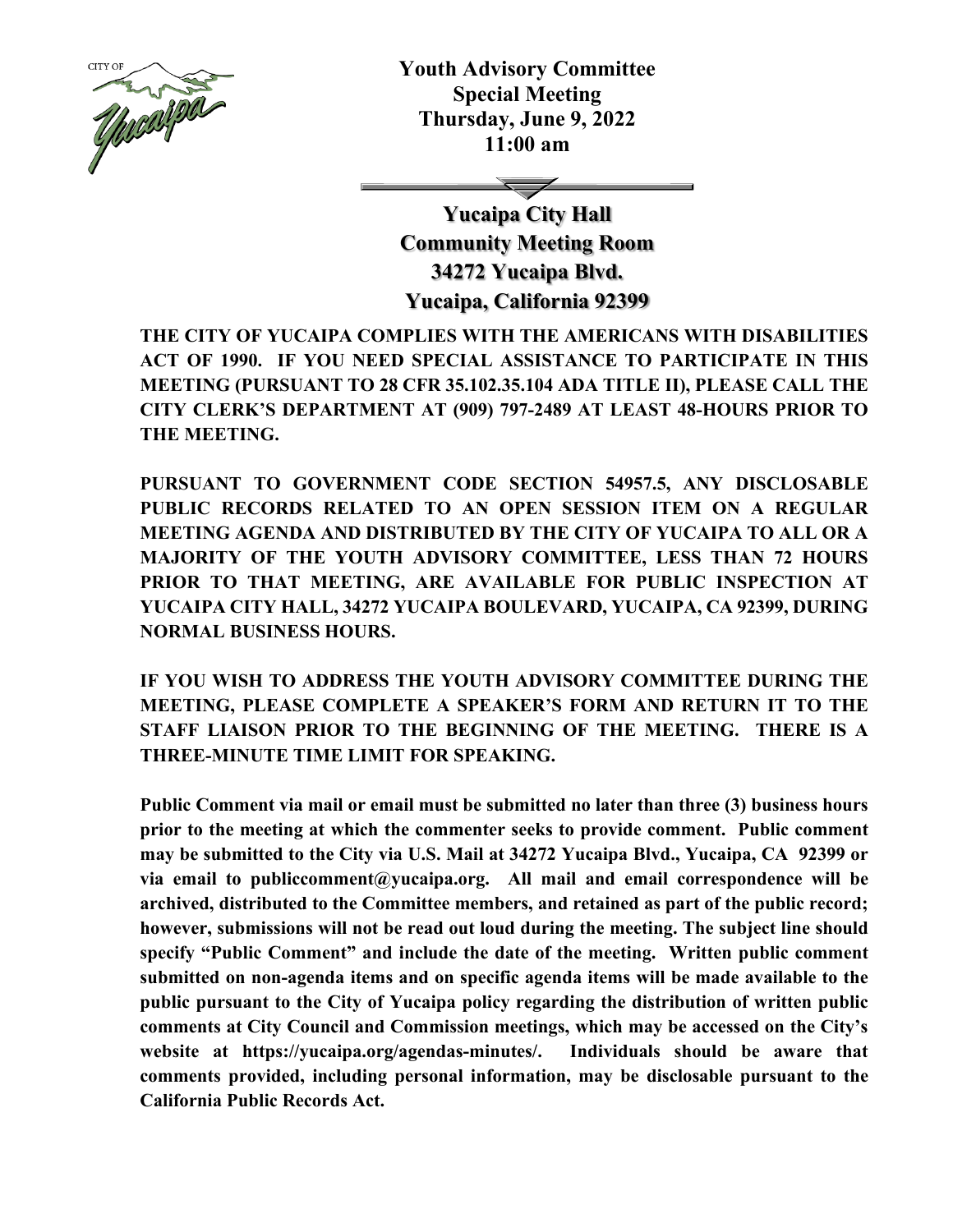CITY OF Yucaipa

**Youth Advisory Committee**
**Special Meeting**
**Thursday, June 9, 2022**
**11:00 am**

**Yucaipa City Hall**
**Community Meeting Room**
**34272 Yucaipa Blvd.**
**Yucaipa, California 92399**

**THE CITY OF YUCAIPA COMPLIES WITH THE AMERICANS WITH DISABILITIES ACT OF 1990. IF YOU NEED SPECIAL ASSISTANCE TO PARTICIPATE IN THIS MEETING (PURSUANT TO 28 CFR 35.102.35.104 ADA TITLE II), PLEASE CALL THE CITY CLERK'S DEPARTMENT AT (909) 797-2489 AT LEAST 48-HOURS PRIOR TO THE MEETING.**

**PURSUANT TO GOVERNMENT CODE SECTION 54957.5, ANY DISCLOSABLE PUBLIC RECORDS RELATED TO AN OPEN SESSION ITEM ON A REGULAR MEETING AGENDA AND DISTRIBUTED BY THE CITY OF YUCAIPA TO ALL OR A MAJORITY OF THE YOUTH ADVISORY COMMITTEE, LESS THAN 72 HOURS PRIOR TO THAT MEETING, ARE AVAILABLE FOR PUBLIC INSPECTION AT YUCAIPA CITY HALL, 34272 YUCAIPA BOULEVARD, YUCAIPA, CA 92399, DURING NORMAL BUSINESS HOURS.**

**IF YOU WISH TO ADDRESS THE YOUTH ADVISORY COMMITTEE DURING THE MEETING, PLEASE COMPLETE A SPEAKER'S FORM AND RETURN IT TO THE STAFF LIAISON PRIOR TO THE BEGINNING OF THE MEETING. THERE IS A THREE-MINUTE TIME LIMIT FOR SPEAKING.**

**Public Comment via mail or email must be submitted no later than three (3) business hours prior to the meeting at which the commenter seeks to provide comment. Public comment may be submitted to the City via U.S. Mail at 34272 Yucaipa Blvd., Yucaipa, CA 92399 or via email to publiccomment@yucaipa.org. All mail and email correspondence will be archived, distributed to the Committee members, and retained as part of the public record; however, submissions will not be read out loud during the meeting. The subject line should specify "Public Comment" and include the date of the meeting. Written public comment submitted on non-agenda items and on specific agenda items will be made available to the public pursuant to the City of Yucaipa policy regarding the distribution of written public comments at City Council and Commission meetings, which may be accessed on the City's website at https://yucaipa.org/agendas-minutes/. Individuals should be aware that comments provided, including personal information, may be disclosable pursuant to the California Public Records Act.**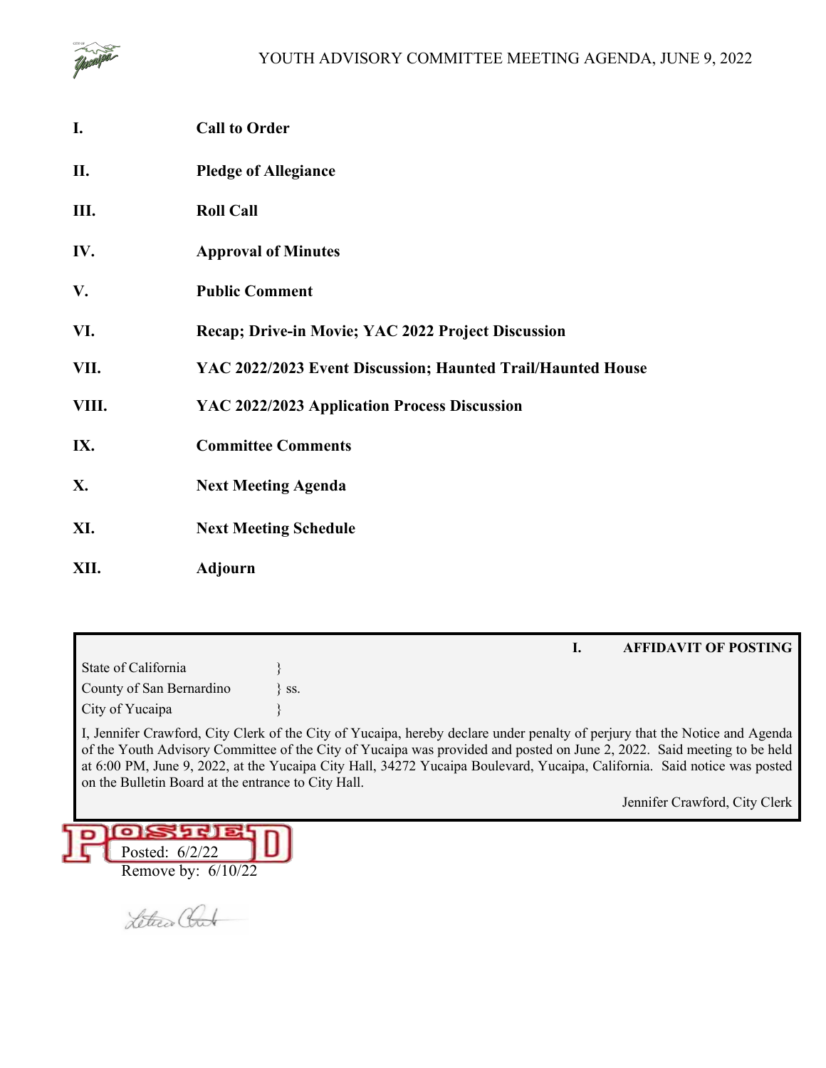YOUTH ADVISORY COMMITTEE MEETING AGENDA, JUNE 9, 2022

**I.** **Call to Order**

**II.** **Pledge of Allegiance**

**III.** **Roll Call**

**IV.** **Approval of Minutes**

**V.** **Public Comment**

**VI.** **Recap; Drive-in Movie; YAC 2022 Project Discussion**

**VII.** **YAC 2022/2023 Event Discussion; Haunted Trail/Haunted House**

**VIII.** **YAC 2022/2023 Application Process Discussion**

**IX.** **Committee Comments**

**X.** **Next Meeting Agenda**

**XI.** **Next Meeting Schedule**

**XII.** **Adjourn**

---

**I. AFFIDAVIT OF POSTING**

State of California }
County of San Bernardino } ss.
City of Yucaipa }

I, Jennifer Crawford, City Clerk of the City of Yucaipa, hereby declare under penalty of perjury that the Notice and Agenda of the Youth Advisory Committee of the City of Yucaipa was provided and posted on June 2, 2022. Said meeting to be held at 6:00 PM, June 9, 2022, at the Yucaipa City Hall, 34272 Yucaipa Boulevard, Yucaipa, California. Said notice was posted on the Bulletin Board at the entrance to City Hall.

Jennifer Crawford, City Clerk

POSTED
Posted: 6/2/22
Remove by: 6/10/22